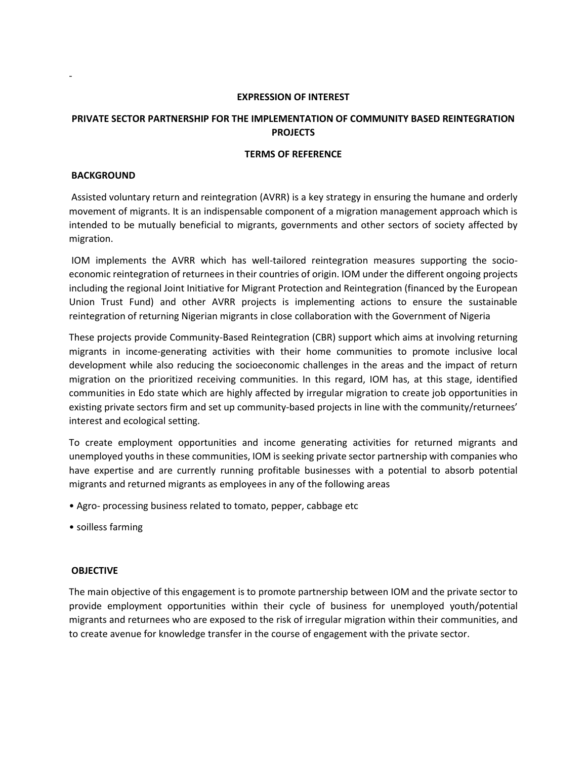-

**EXPRESSION OF INTEREST**

**PRIVATE SECTOR PARTNERSHIP FOR THE IMPLEMENTATION OF COMMUNITY BASED REINTEGRATION PROJECTS**

**TERMS OF REFERENCE**

## BACKGROUND

Assisted voluntary return and reintegration (AVRR) is a key strategy in ensuring the humane and orderly movement of migrants. It is an indispensable component of a migration management approach which is intended to be mutually beneficial to migrants, governments and other sectors of society affected by migration.

IOM implements the AVRR which has well-tailored reintegration measures supporting the socio-economic reintegration of returnees in their countries of origin. IOM under the different ongoing projects including the regional Joint Initiative for Migrant Protection and Reintegration (financed by the European Union Trust Fund) and other AVRR projects is implementing actions to ensure the sustainable reintegration of returning Nigerian migrants in close collaboration with the Government of Nigeria

These projects provide Community-Based Reintegration (CBR) support which aims at involving returning migrants in income-generating activities with their home communities to promote inclusive local development while also reducing the socioeconomic challenges in the areas and the impact of return migration on the prioritized receiving communities. In this regard, IOM has, at this stage, identified communities in Edo state which are highly affected by irregular migration to create job opportunities in existing private sectors firm and set up community-based projects in line with the community/returnees' interest and ecological setting.

To create employment opportunities and income generating activities for returned migrants and unemployed youths in these communities, IOM is seeking private sector partnership with companies who have expertise and are currently running profitable businesses with a potential to absorb potential migrants and returned migrants as employees in any of the following areas

- Agro- processing business related to tomato, pepper, cabbage etc
- soilless farming

## OBJECTIVE

The main objective of this engagement is to promote partnership between IOM and the private sector to provide employment opportunities within their cycle of business for unemployed youth/potential migrants and returnees who are exposed to the risk of irregular migration within their communities, and to create avenue for knowledge transfer in the course of engagement with the private sector.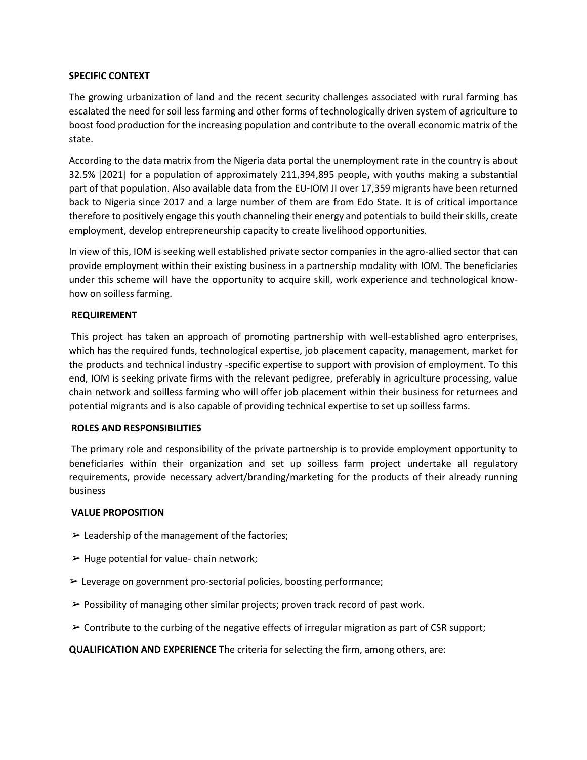**SPECIFIC CONTEXT**

The growing urbanization of land and the recent security challenges associated with rural farming has escalated the need for soil less farming and other forms of technologically driven system of agriculture to boost food production for the increasing population and contribute to the overall economic matrix of the state.

According to the data matrix from the Nigeria data portal the unemployment rate in the country is about 32.5% [2021] for a population of approximately 211,394,895 people**,** with youths making a substantial part of that population. Also available data from the EU-IOM JI over 17,359 migrants have been returned back to Nigeria since 2017 and a large number of them are from Edo State. It is of critical importance therefore to positively engage this youth channeling their energy and potentials to build their skills, create employment, develop entrepreneurship capacity to create livelihood opportunities.

In view of this, IOM is seeking well established private sector companies in the agro-allied sector that can provide employment within their existing business in a partnership modality with IOM. The beneficiaries under this scheme will have the opportunity to acquire skill, work experience and technological know-how on soilless farming.

**REQUIREMENT**

This project has taken an approach of promoting partnership with well-established agro enterprises, which has the required funds, technological expertise, job placement capacity, management, market for the products and technical industry -specific expertise to support with provision of employment. To this end, IOM is seeking private firms with the relevant pedigree, preferably in agriculture processing, value chain network and soilless farming who will offer job placement within their business for returnees and potential migrants and is also capable of providing technical expertise to set up soilless farms.

**ROLES AND RESPONSIBILITIES**

The primary role and responsibility of the private partnership is to provide employment opportunity to beneficiaries within their organization and set up soilless farm project undertake all regulatory requirements, provide necessary advert/branding/marketing for the products of their already running business

**VALUE PROPOSITION**

- ➢ Leadership of the management of the factories;
- ➢ Huge potential for value- chain network;
- ➢ Leverage on government pro-sectorial policies, boosting performance;
- ➢ Possibility of managing other similar projects; proven track record of past work.
- ➢ Contribute to the curbing of the negative effects of irregular migration as part of CSR support;

**QUALIFICATION AND EXPERIENCE** The criteria for selecting the firm, among others, are: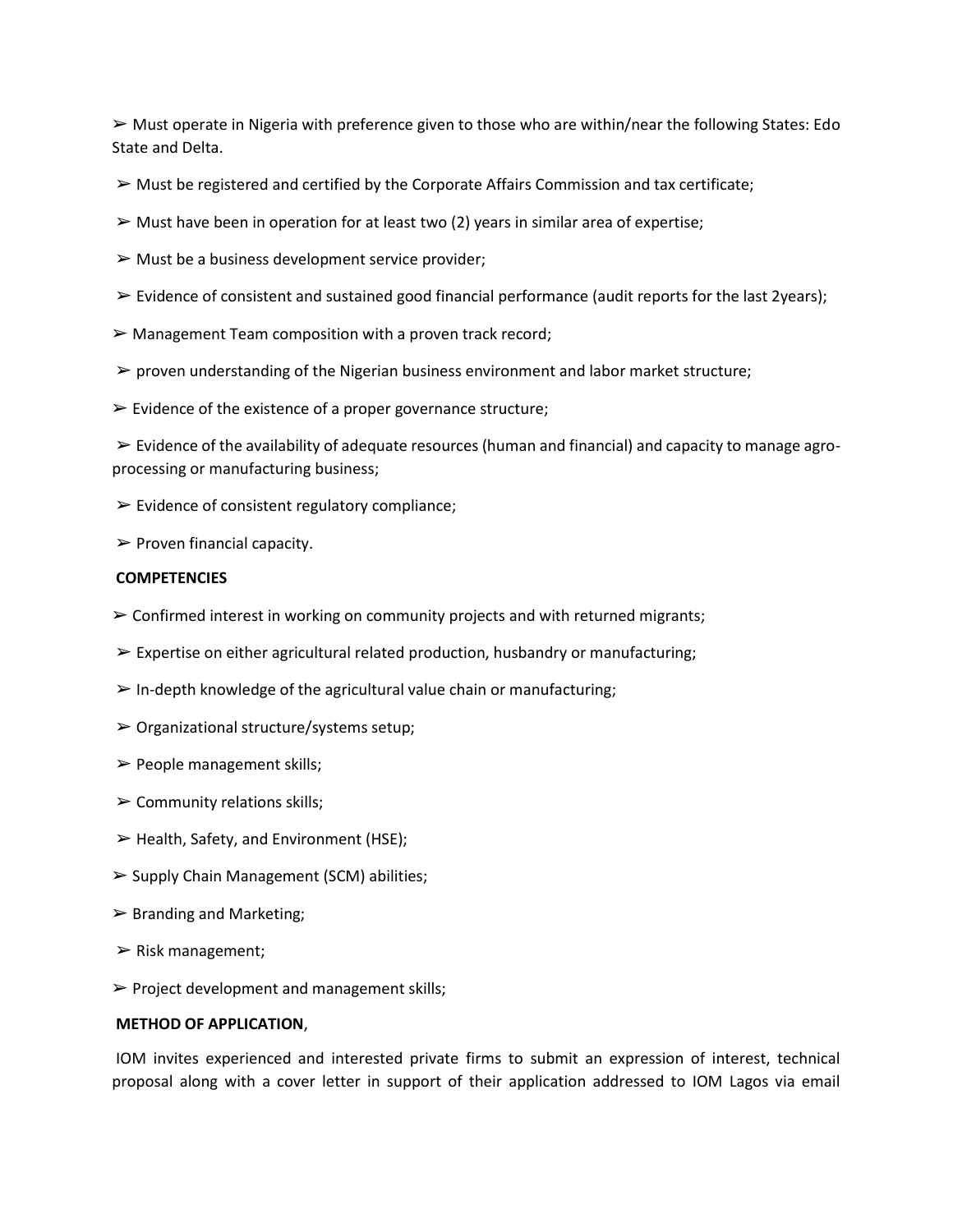➢ Must operate in Nigeria with preference given to those who are within/near the following States: Edo State and Delta.

➢ Must be registered and certified by the Corporate Affairs Commission and tax certificate;

➢ Must have been in operation for at least two (2) years in similar area of expertise;

➢ Must be a business development service provider;

➢ Evidence of consistent and sustained good financial performance (audit reports for the last 2years);

➢ Management Team composition with a proven track record;

➢ proven understanding of the Nigerian business environment and labor market structure;

➢ Evidence of the existence of a proper governance structure;

➢ Evidence of the availability of adequate resources (human and financial) and capacity to manage agro-processing or manufacturing business;

➢ Evidence of consistent regulatory compliance;

➢ Proven financial capacity.

**COMPETENCIES**

➢ Confirmed interest in working on community projects and with returned migrants;

➢ Expertise on either agricultural related production, husbandry or manufacturing;

➢ In-depth knowledge of the agricultural value chain or manufacturing;

➢ Organizational structure/systems setup;

➢ People management skills;

➢ Community relations skills;

➢ Health, Safety, and Environment (HSE);

➢ Supply Chain Management (SCM) abilities;

➢ Branding and Marketing;

➢ Risk management;

➢ Project development and management skills;

**METHOD OF APPLICATION**,

IOM invites experienced and interested private firms to submit an expression of interest, technical proposal along with a cover letter in support of their application addressed to IOM Lagos via email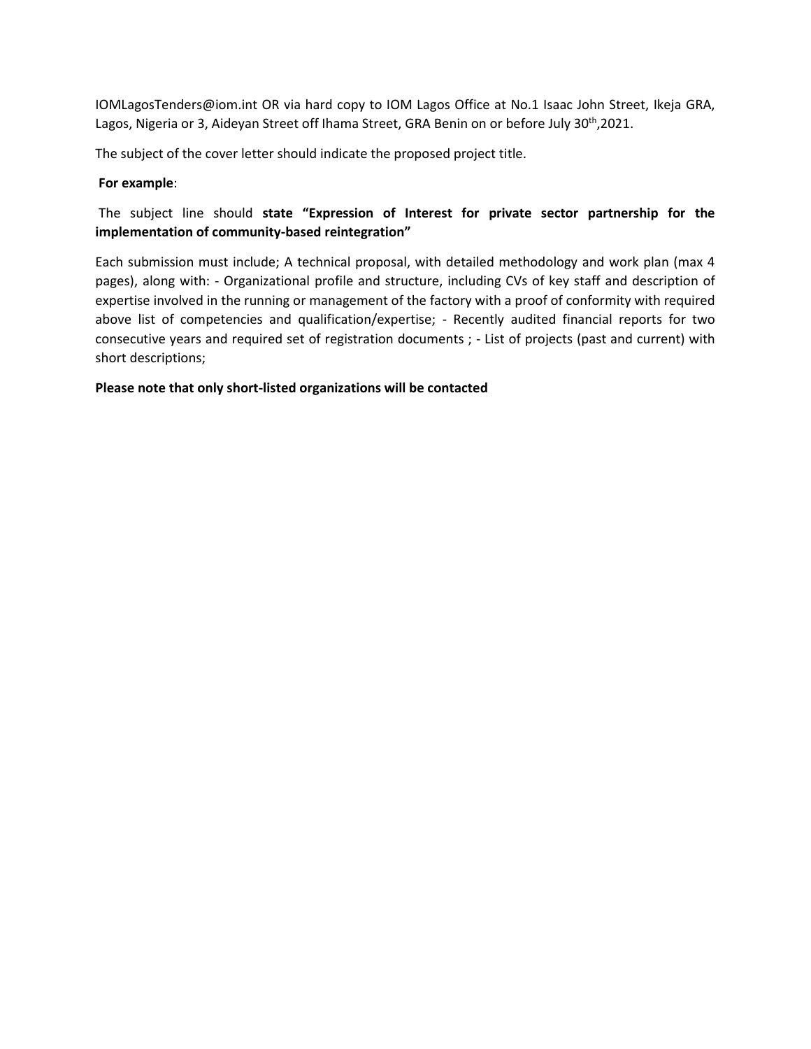IOMLagosTenders@iom.int OR via hard copy to IOM Lagos Office at No.1 Isaac John Street, Ikeja GRA, Lagos, Nigeria or 3, Aideyan Street off Ihama Street, GRA Benin on or before July 30th,2021.

The subject of the cover letter should indicate the proposed project title.

**For example**:

The subject line should **state "Expression of Interest for private sector partnership for the implementation of community-based reintegration"**

Each submission must include; A technical proposal, with detailed methodology and work plan (max 4 pages), along with: - Organizational profile and structure, including CVs of key staff and description of expertise involved in the running or management of the factory with a proof of conformity with required above list of competencies and qualification/expertise; - Recently audited financial reports for two consecutive years and required set of registration documents ; - List of projects (past and current) with short descriptions;

**Please note that only short-listed organizations will be contacted**